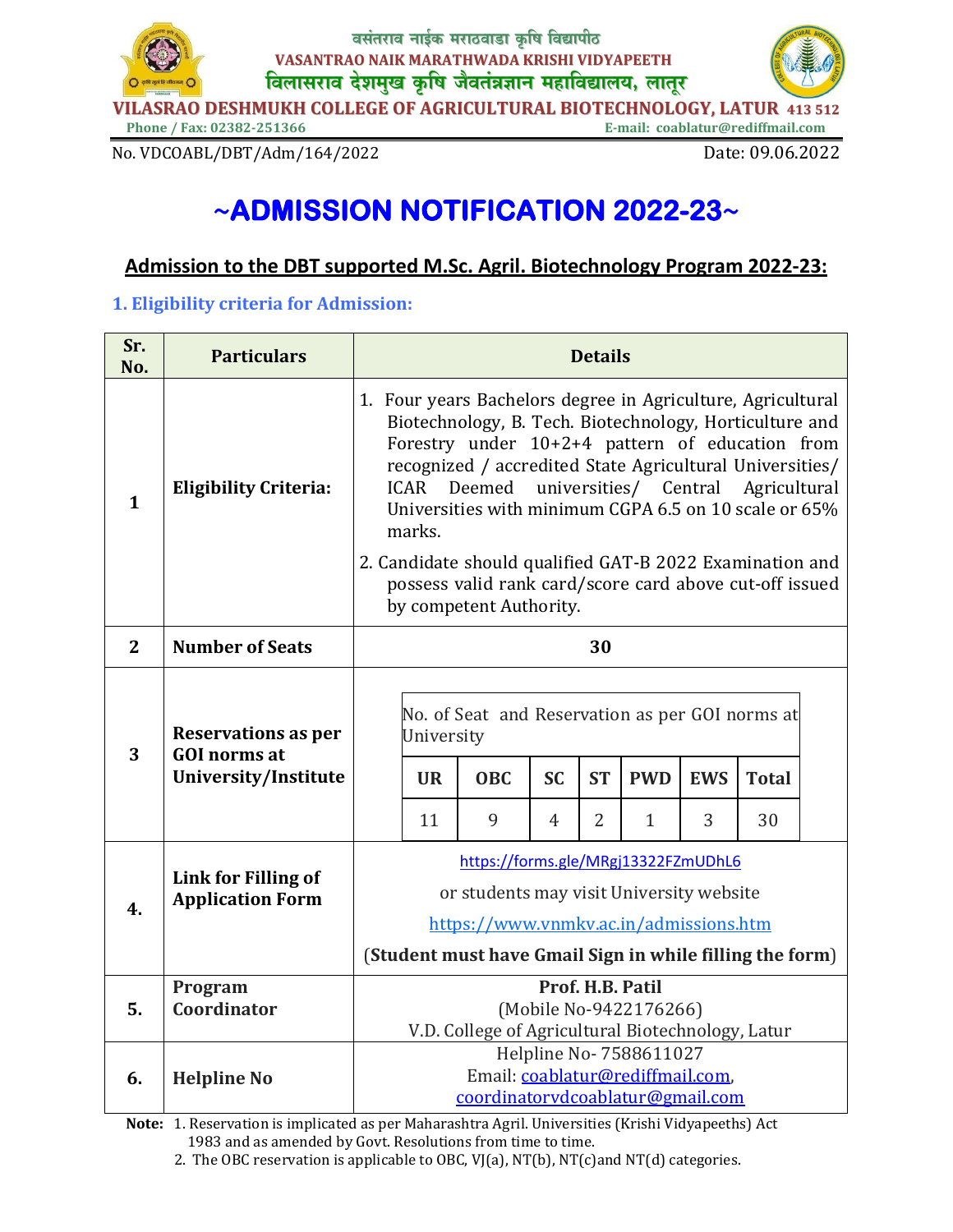वसंतराव नाईक मराठवाडा कृषि विद्यापीठ

**VASANTRAO NAIK MARATHWADA KRISHI VIDYAPEETH**

विलासराव देशमुख कृषि जैवतंत्रज्ञान महाविद्यालय, लातूर

**VILASRAO DESHMUKH COLLEGE OF AGRICULTURAL BIOTECHNOLOGY, LATUR 413 512**

Phone / Fax: 02382-251366 E-mail: coablatur@rediffmail.com

No. VDCOABL/DBT/Adm/164/2022 Date: 09.06.2022

# ~ADMISSION NOTIFICATION 2022-23~

## Admission to the DBT supported M.Sc. Agril. Biotechnology Program 2022-23:

### 1. Eligibility criteria for Admission:

| Sr. No. | Particulars | Details |
|---|---|---|
| 1 | **Eligibility Criteria:** | 1. Four years Bachelors degree in Agriculture, Agricultural Biotechnology, B. Tech. Biotechnology, Horticulture and Forestry under 10+2+4 pattern of education from recognized / accredited State Agricultural Universities/ ICAR Deemed universities/ Central Agricultural Universities with minimum CGPA 6.5 on 10 scale or 65% marks.<br>2. Candidate should qualified GAT-B 2022 Examination and possess valid rank card/score card above cut-off issued by competent Authority. |
| 2 | **Number of Seats** | **30** |
| 3 | **Reservations as per GOI norms at University/Institute** | No. of Seat and Reservation as per GOI norms at University<br>UR: 11, OBC: 9, SC: 4, ST: 2, PWD: 1, EWS: 3, Total: 30 |
| 4. | **Link for Filling of Application Form** | https://forms.gle/MRgj13322FZmUDhL6<br>or students may visit University website<br>https://www.vnmkv.ac.in/admissions.htm<br>(**Student must have Gmail Sign in while filling the form**) |
| 5. | **Program Coordinator** | **Prof. H.B. Patil**<br>(Mobile No-9422176266)<br>V.D. College of Agricultural Biotechnology, Latur |
| 6. | **Helpline No** | Helpline No- 7588611027<br>Email: coablatur@rediffmail.com, coordinatorvdcoablatur@gmail.com |

Reservation details:

| UR | OBC | SC | ST | PWD | EWS | Total |
|---|---|---|---|---|---|---|
| 11 | 9 | 4 | 2 | 1 | 3 | 30 |

**Note:** 1. Reservation is implicated as per Maharashtra Agril. Universities (Krishi Vidyapeeths) Act 1983 and as amended by Govt. Resolutions from time to time.

2. The OBC reservation is applicable to OBC, VJ(a), NT(b), NT(c)and NT(d) categories.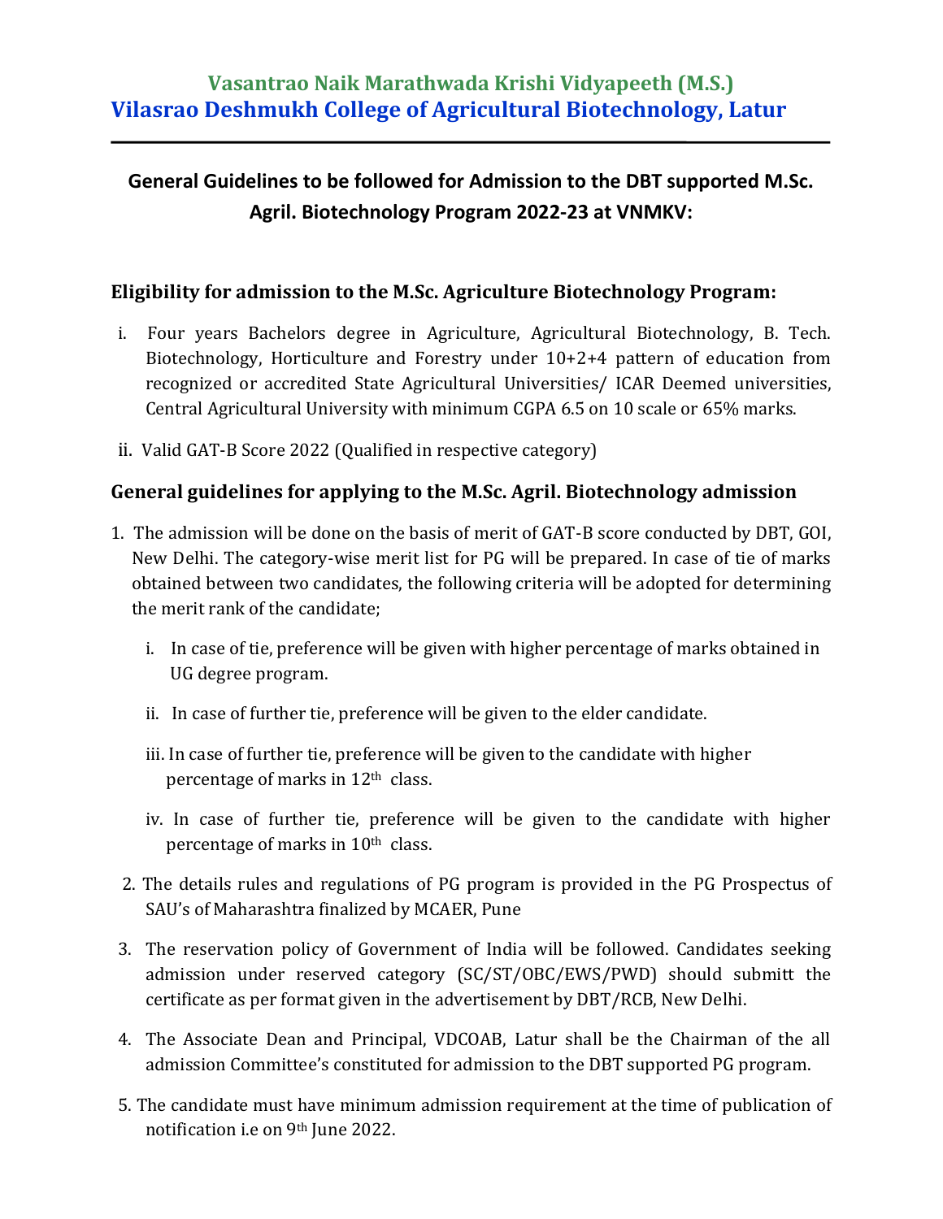# Vasantrao Naik Marathwada Krishi Vidyapeeth (M.S.)
# Vilasrao Deshmukh College of Agricultural Biotechnology, Latur

---

**General Guidelines to be followed for Admission to the DBT supported M.Sc. Agril. Biotechnology Program 2022-23 at VNMKV:**

## Eligibility for admission to the M.Sc. Agriculture Biotechnology Program:

i. Four years Bachelors degree in Agriculture, Agricultural Biotechnology, B. Tech. Biotechnology, Horticulture and Forestry under 10+2+4 pattern of education from recognized or accredited State Agricultural Universities/ ICAR Deemed universities, Central Agricultural University with minimum CGPA 6.5 on 10 scale or 65% marks.

ii. Valid GAT-B Score 2022 (Qualified in respective category)

## General guidelines for applying to the M.Sc. Agril. Biotechnology admission

1. The admission will be done on the basis of merit of GAT-B score conducted by DBT, GOI, New Delhi. The category-wise merit list for PG will be prepared. In case of tie of marks obtained between two candidates, the following criteria will be adopted for determining the merit rank of the candidate;

   i. In case of tie, preference will be given with higher percentage of marks obtained in UG degree program.

   ii. In case of further tie, preference will be given to the elder candidate.

   iii. In case of further tie, preference will be given to the candidate with higher percentage of marks in 12th class.

   iv. In case of further tie, preference will be given to the candidate with higher percentage of marks in 10th class.

2. The details rules and regulations of PG program is provided in the PG Prospectus of SAU's of Maharashtra finalized by MCAER, Pune

3. The reservation policy of Government of India will be followed. Candidates seeking admission under reserved category (SC/ST/OBC/EWS/PWD) should submitt the certificate as per format given in the advertisement by DBT/RCB, New Delhi.

4. The Associate Dean and Principal, VDCOAB, Latur shall be the Chairman of the all admission Committee's constituted for admission to the DBT supported PG program.

5. The candidate must have minimum admission requirement at the time of publication of notification i.e on 9th June 2022.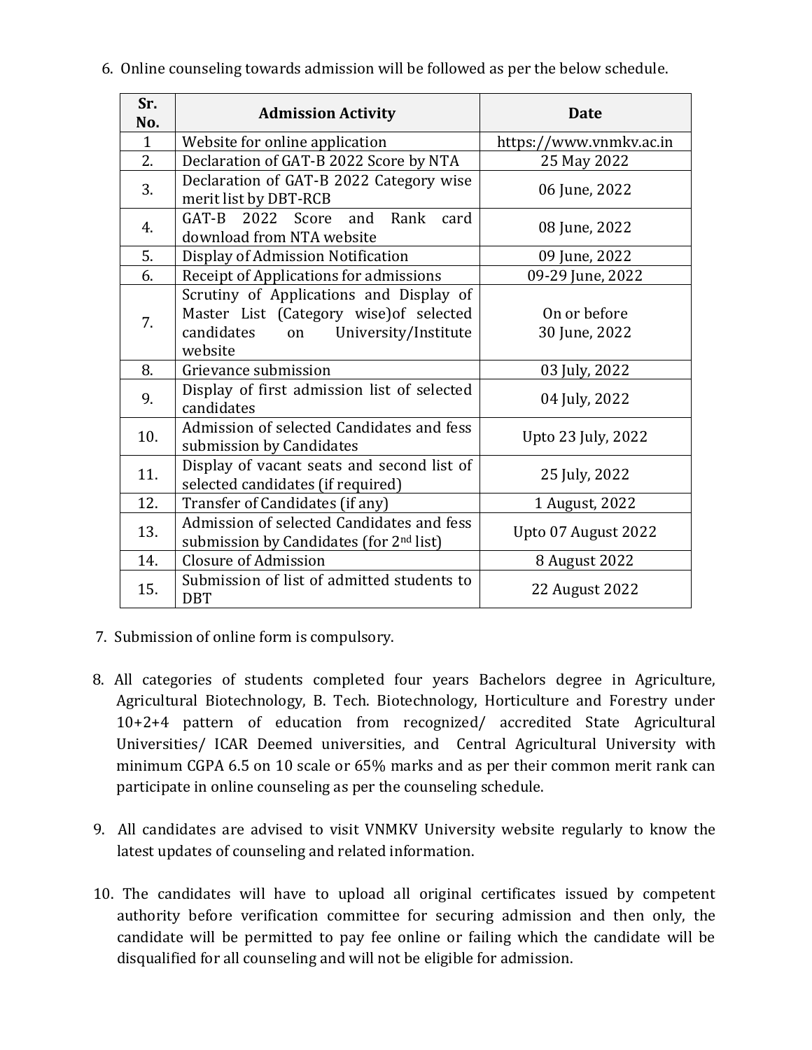6. Online counseling towards admission will be followed as per the below schedule.

| Sr. No. | Admission Activity | Date |
|---|---|---|
| 1 | Website for online application | https://www.vnmkv.ac.in |
| 2. | Declaration of GAT-B 2022 Score by NTA | 25 May 2022 |
| 3. | Declaration of GAT-B 2022 Category wise merit list by DBT-RCB | 06 June, 2022 |
| 4. | GAT-B 2022 Score and Rank card download from NTA website | 08 June, 2022 |
| 5. | Display of Admission Notification | 09 June, 2022 |
| 6. | Receipt of Applications for admissions | 09-29 June, 2022 |
| 7. | Scrutiny of Applications and Display of Master List (Category wise)of selected candidates on University/Institute website | On or before 30 June, 2022 |
| 8. | Grievance submission | 03 July, 2022 |
| 9. | Display of first admission list of selected candidates | 04 July, 2022 |
| 10. | Admission of selected Candidates and fess submission by Candidates | Upto 23 July, 2022 |
| 11. | Display of vacant seats and second list of selected candidates (if required) | 25 July, 2022 |
| 12. | Transfer of Candidates (if any) | 1 August, 2022 |
| 13. | Admission of selected Candidates and fess submission by Candidates (for 2nd list) | Upto 07 August 2022 |
| 14. | Closure of Admission | 8 August 2022 |
| 15. | Submission of list of admitted students to DBT | 22 August 2022 |

7. Submission of online form is compulsory.

8. All categories of students completed four years Bachelors degree in Agriculture, Agricultural Biotechnology, B. Tech. Biotechnology, Horticulture and Forestry under 10+2+4 pattern of education from recognized/ accredited State Agricultural Universities/ ICAR Deemed universities, and Central Agricultural University with minimum CGPA 6.5 on 10 scale or 65% marks and as per their common merit rank can participate in online counseling as per the counseling schedule.

9. All candidates are advised to visit VNMKV University website regularly to know the latest updates of counseling and related information.

10. The candidates will have to upload all original certificates issued by competent authority before verification committee for securing admission and then only, the candidate will be permitted to pay fee online or failing which the candidate will be disqualified for all counseling and will not be eligible for admission.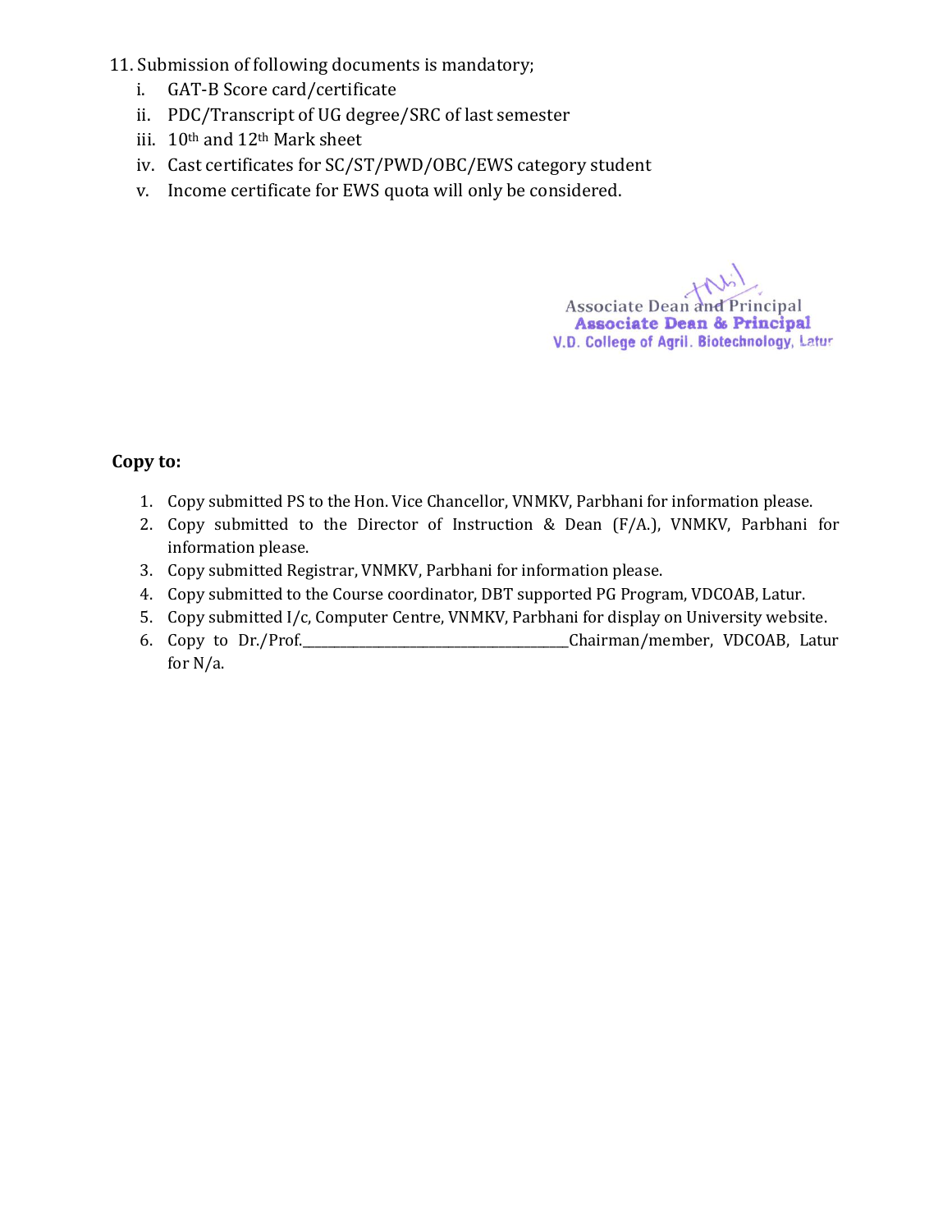11. Submission of following documents is mandatory;
    i. GAT-B Score card/certificate
    ii. PDC/Transcript of UG degree/SRC of last semester
    iii. 10th and 12th Mark sheet
    iv. Cast certificates for SC/ST/PWD/OBC/EWS category student
    v. Income certificate for EWS quota will only be considered.

Associate Dean and Principal
**Associate Dean & Principal**
**V.D. College of Agril. Biotechnology, Latur**

**Copy to:**

1. Copy submitted PS to the Hon. Vice Chancellor, VNMKV, Parbhani for information please.
2. Copy submitted to the Director of Instruction & Dean (F/A.), VNMKV, Parbhani for information please.
3. Copy submitted Registrar, VNMKV, Parbhani for information please.
4. Copy submitted to the Course coordinator, DBT supported PG Program, VDCOAB, Latur.
5. Copy submitted I/c, Computer Centre, VNMKV, Parbhani for display on University website.
6. Copy to Dr./Prof.________________________________________Chairman/member, VDCOAB, Latur for N/a.